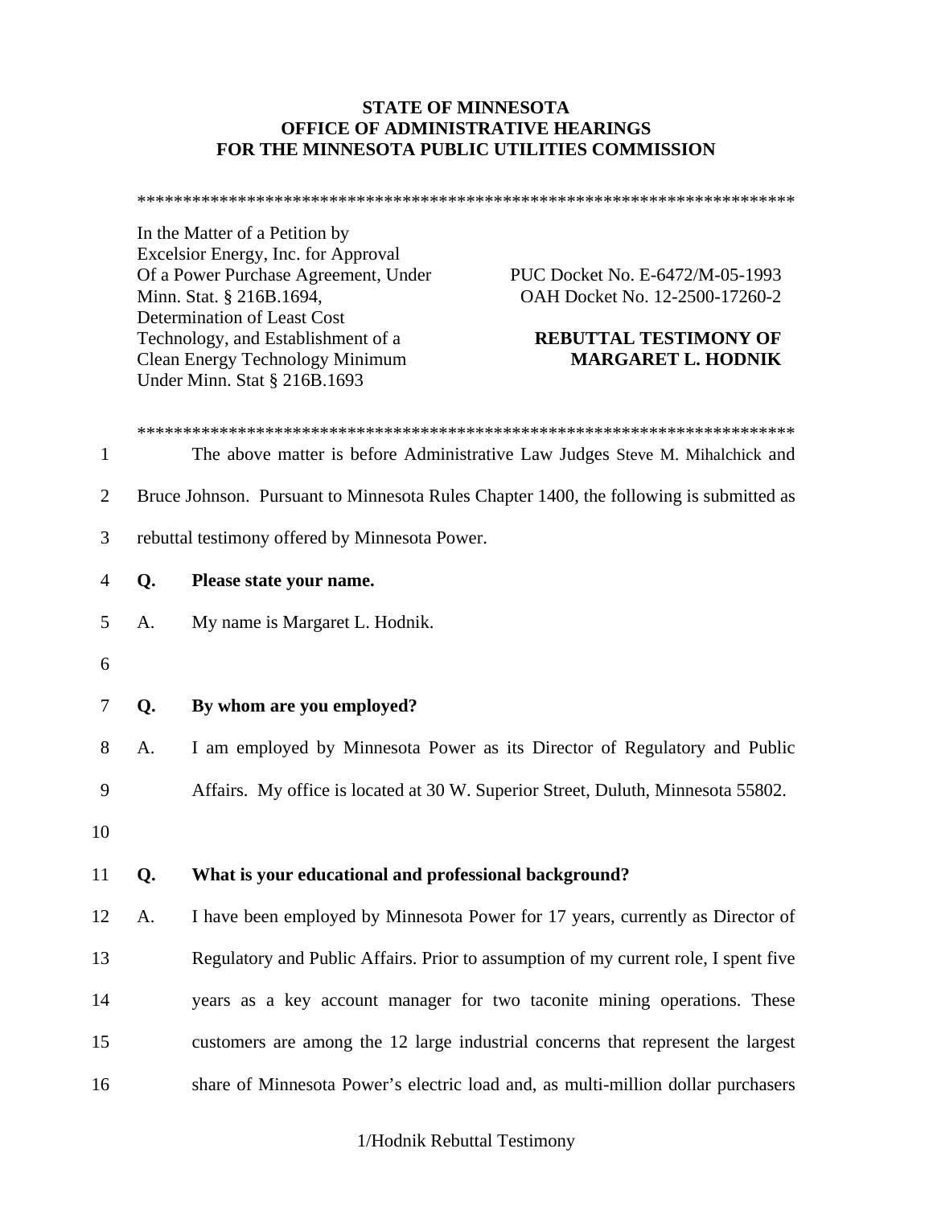**STATE OF MINNESOTA**
**OFFICE OF ADMINISTRATIVE HEARINGS**
**FOR THE MINNESOTA PUBLIC UTILITIES COMMISSION**

*************************************************************************

In the Matter of a Petition by Excelsior Energy, Inc. for Approval Of a Power Purchase Agreement, Under Minn. Stat. § 216B.1694, Determination of Least Cost Technology, and Establishment of a Clean Energy Technology Minimum Under Minn. Stat § 216B.1693

PUC Docket No. E-6472/M-05-1993
OAH Docket No. 12-2500-17260-2

**REBUTTAL TESTIMONY OF MARGARET L. HODNIK**

*************************************************************************

1 The above matter is before Administrative Law Judges Steve M. Mihalchick and
2 Bruce Johnson. Pursuant to Minnesota Rules Chapter 1400, the following is submitted as
3 rebuttal testimony offered by Minnesota Power.

4 **Q. Please state your name.**

5 A. My name is Margaret L. Hodnik.

6

7 **Q. By whom are you employed?**

8 A. I am employed by Minnesota Power as its Director of Regulatory and Public
9 Affairs. My office is located at 30 W. Superior Street, Duluth, Minnesota 55802.

10

11 **Q. What is your educational and professional background?**

12 A. I have been employed by Minnesota Power for 17 years, currently as Director of
13 Regulatory and Public Affairs. Prior to assumption of my current role, I spent five
14 years as a key account manager for two taconite mining operations. These
15 customers are among the 12 large industrial concerns that represent the largest
16 share of Minnesota Power's electric load and, as multi-million dollar purchasers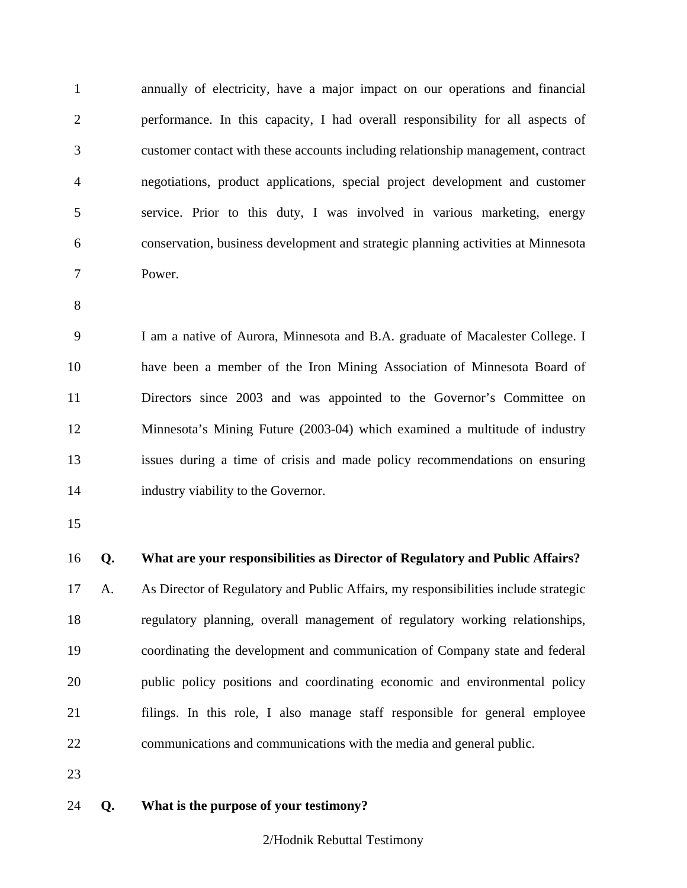annually of electricity, have a major impact on our operations and financial performance. In this capacity, I had overall responsibility for all aspects of customer contact with these accounts including relationship management, contract negotiations, product applications, special project development and customer service. Prior to this duty, I was involved in various marketing, energy conservation, business development and strategic planning activities at Minnesota Power.

I am a native of Aurora, Minnesota and B.A. graduate of Macalester College. I have been a member of the Iron Mining Association of Minnesota Board of Directors since 2003 and was appointed to the Governor's Committee on Minnesota's Mining Future (2003-04) which examined a multitude of industry issues during a time of crisis and made policy recommendations on ensuring industry viability to the Governor.

**Q. What are your responsibilities as Director of Regulatory and Public Affairs?**

A. As Director of Regulatory and Public Affairs, my responsibilities include strategic regulatory planning, overall management of regulatory working relationships, coordinating the development and communication of Company state and federal public policy positions and coordinating economic and environmental policy filings. In this role, I also manage staff responsible for general employee communications and communications with the media and general public.

**Q. What is the purpose of your testimony?**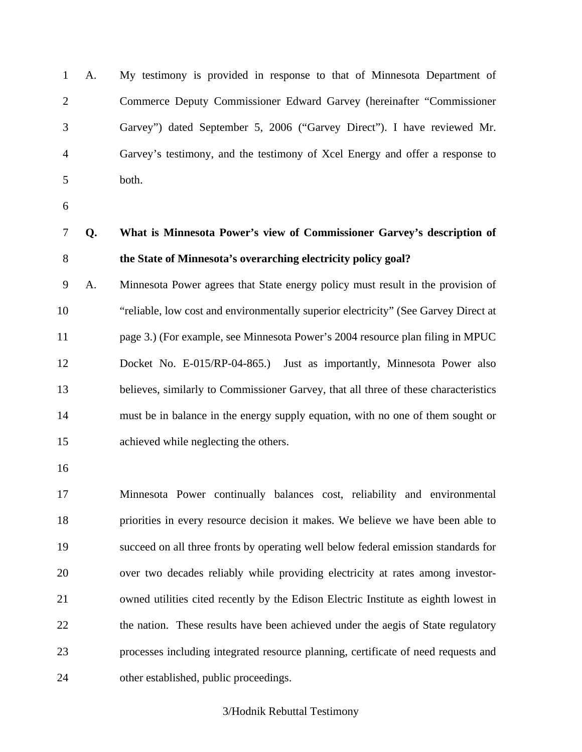A. My testimony is provided in response to that of Minnesota Department of Commerce Deputy Commissioner Edward Garvey (hereinafter "Commissioner Garvey") dated September 5, 2006 ("Garvey Direct"). I have reviewed Mr. Garvey's testimony, and the testimony of Xcel Energy and offer a response to both.

**Q. What is Minnesota Power's view of Commissioner Garvey's description of the State of Minnesota's overarching electricity policy goal?**

A. Minnesota Power agrees that State energy policy must result in the provision of "reliable, low cost and environmentally superior electricity" (See Garvey Direct at page 3.) (For example, see Minnesota Power's 2004 resource plan filing in MPUC Docket No. E-015/RP-04-865.) Just as importantly, Minnesota Power also believes, similarly to Commissioner Garvey, that all three of these characteristics must be in balance in the energy supply equation, with no one of them sought or achieved while neglecting the others.

Minnesota Power continually balances cost, reliability and environmental priorities in every resource decision it makes. We believe we have been able to succeed on all three fronts by operating well below federal emission standards for over two decades reliably while providing electricity at rates among investor-owned utilities cited recently by the Edison Electric Institute as eighth lowest in the nation. These results have been achieved under the aegis of State regulatory processes including integrated resource planning, certificate of need requests and other established, public proceedings.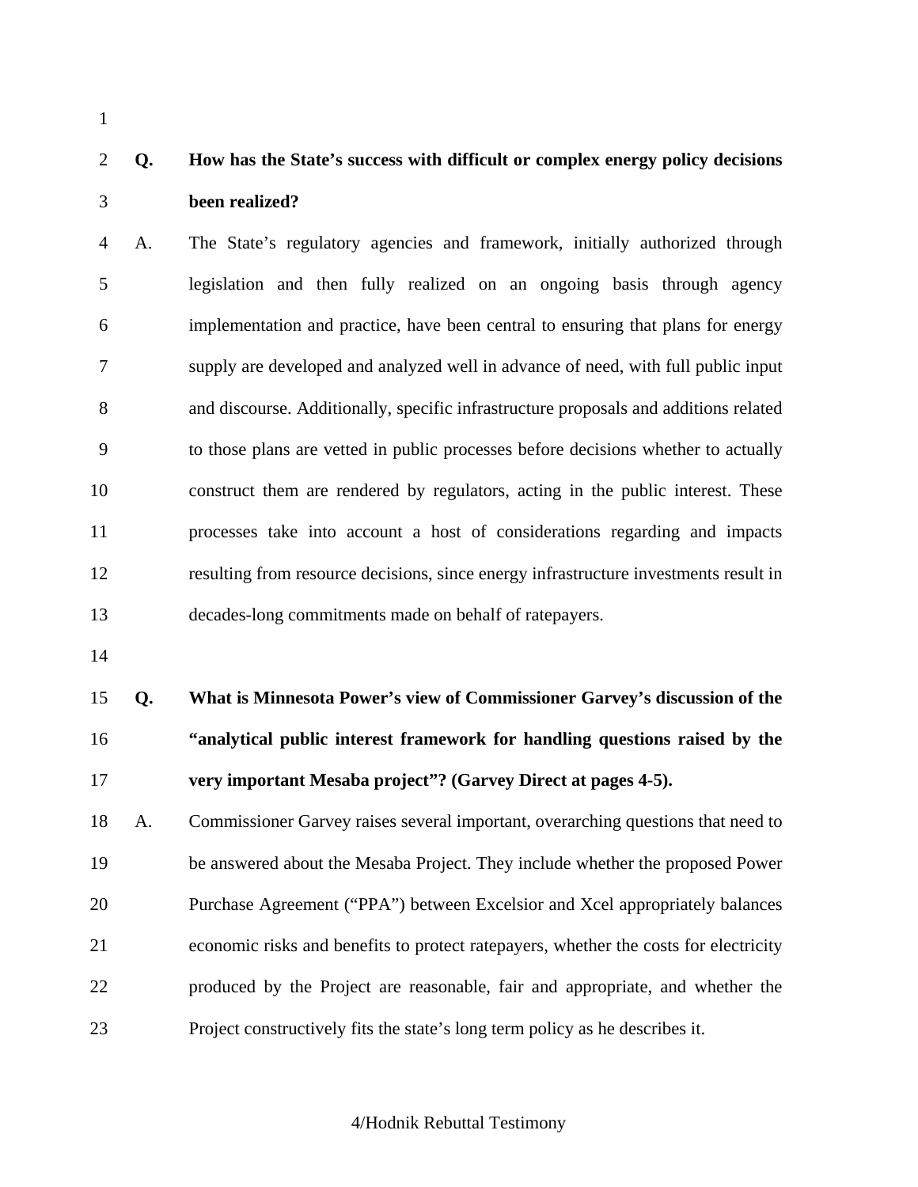**Q. How has the State's success with difficult or complex energy policy decisions been realized?**

A. The State's regulatory agencies and framework, initially authorized through legislation and then fully realized on an ongoing basis through agency implementation and practice, have been central to ensuring that plans for energy supply are developed and analyzed well in advance of need, with full public input and discourse. Additionally, specific infrastructure proposals and additions related to those plans are vetted in public processes before decisions whether to actually construct them are rendered by regulators, acting in the public interest. These processes take into account a host of considerations regarding and impacts resulting from resource decisions, since energy infrastructure investments result in decades-long commitments made on behalf of ratepayers.

**Q. What is Minnesota Power's view of Commissioner Garvey's discussion of the "analytical public interest framework for handling questions raised by the very important Mesaba project"? (Garvey Direct at pages 4-5).**

A. Commissioner Garvey raises several important, overarching questions that need to be answered about the Mesaba Project. They include whether the proposed Power Purchase Agreement ("PPA") between Excelsior and Xcel appropriately balances economic risks and benefits to protect ratepayers, whether the costs for electricity produced by the Project are reasonable, fair and appropriate, and whether the Project constructively fits the state's long term policy as he describes it.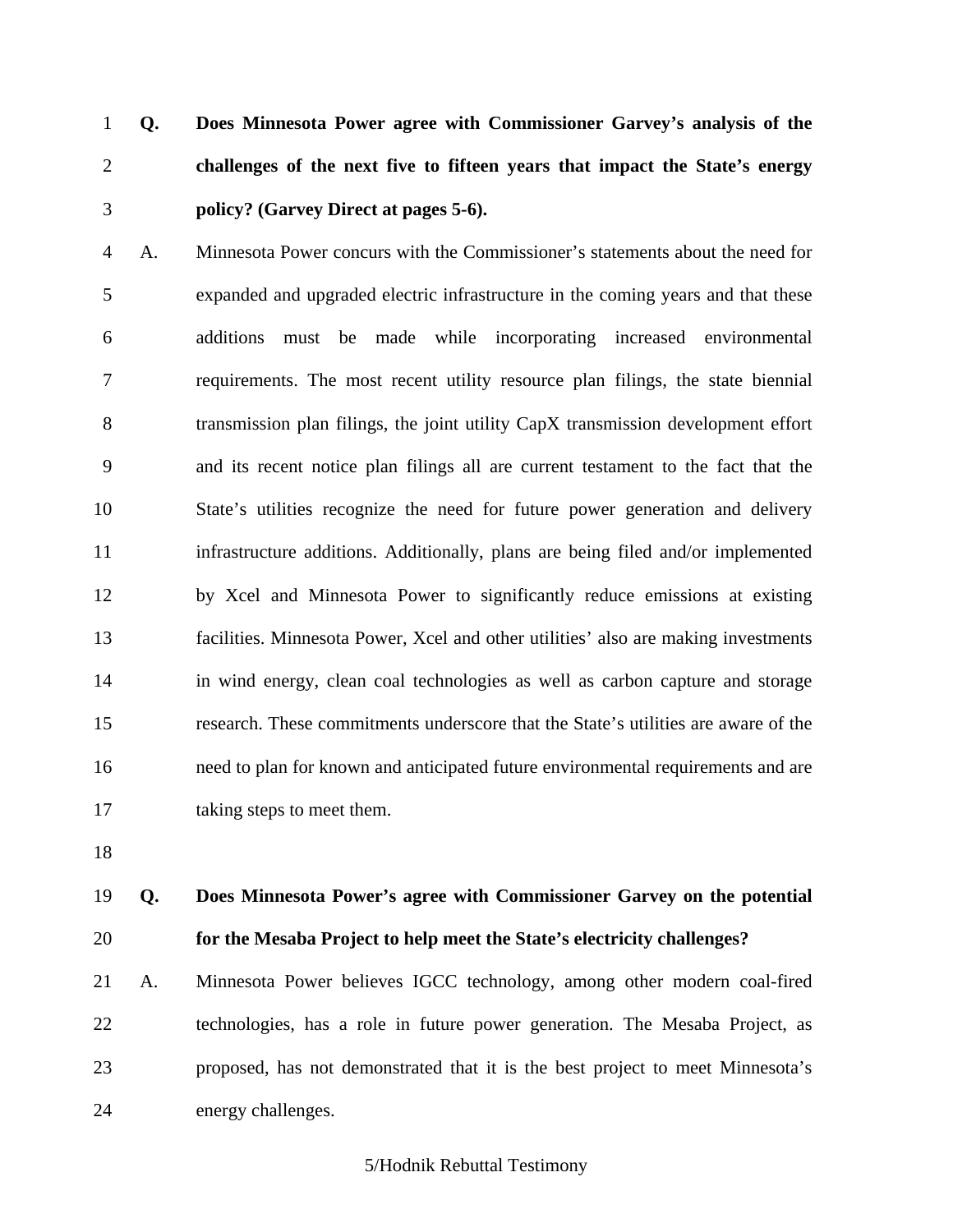**Q. Does Minnesota Power agree with Commissioner Garvey's analysis of the challenges of the next five to fifteen years that impact the State's energy policy? (Garvey Direct at pages 5-6).**

A. Minnesota Power concurs with the Commissioner's statements about the need for expanded and upgraded electric infrastructure in the coming years and that these additions must be made while incorporating increased environmental requirements. The most recent utility resource plan filings, the state biennial transmission plan filings, the joint utility CapX transmission development effort and its recent notice plan filings all are current testament to the fact that the State's utilities recognize the need for future power generation and delivery infrastructure additions. Additionally, plans are being filed and/or implemented by Xcel and Minnesota Power to significantly reduce emissions at existing facilities. Minnesota Power, Xcel and other utilities' also are making investments in wind energy, clean coal technologies as well as carbon capture and storage research. These commitments underscore that the State's utilities are aware of the need to plan for known and anticipated future environmental requirements and are taking steps to meet them.

**Q. Does Minnesota Power's agree with Commissioner Garvey on the potential for the Mesaba Project to help meet the State's electricity challenges?**

A. Minnesota Power believes IGCC technology, among other modern coal-fired technologies, has a role in future power generation. The Mesaba Project, as proposed, has not demonstrated that it is the best project to meet Minnesota's energy challenges.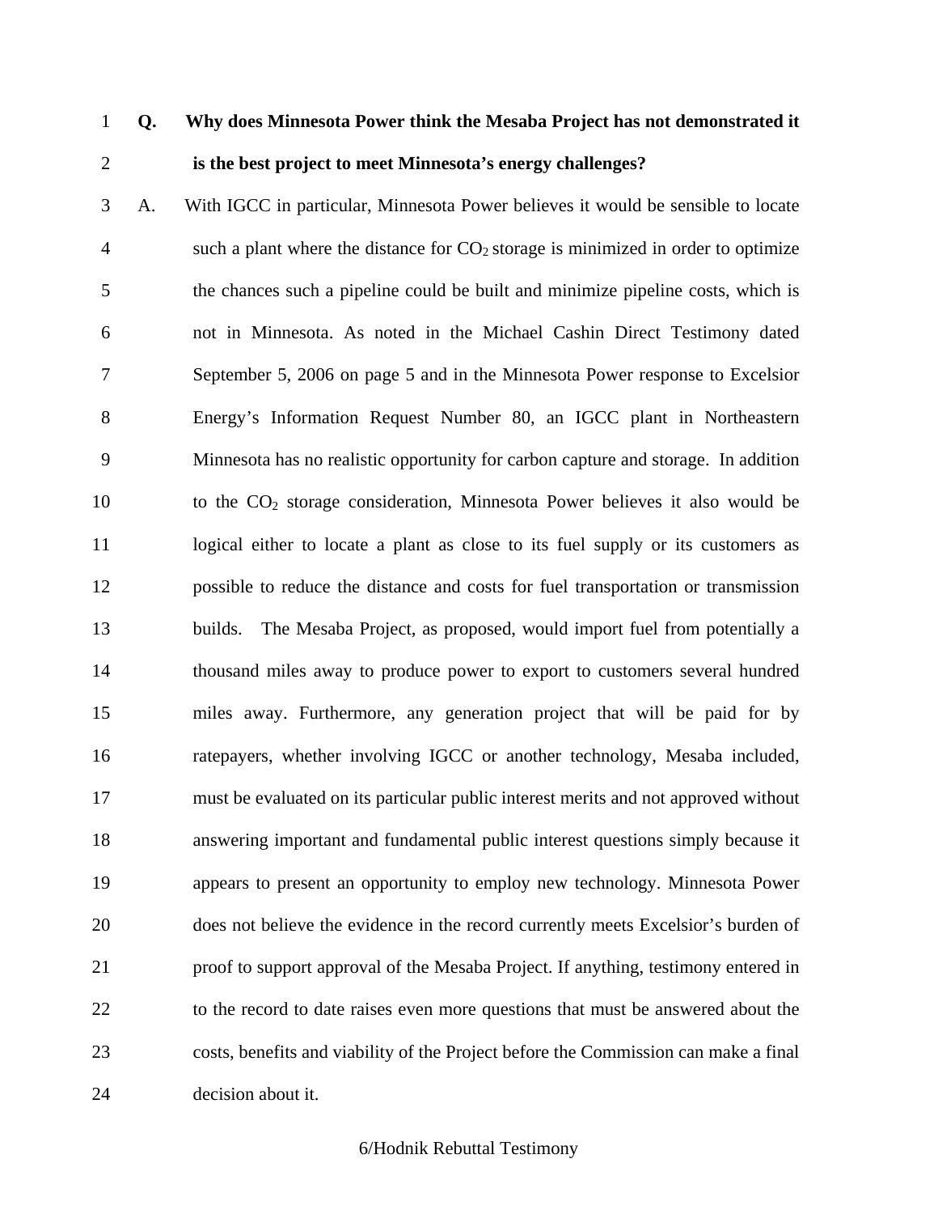**Q. Why does Minnesota Power think the Mesaba Project has not demonstrated it is the best project to meet Minnesota's energy challenges?**

A. With IGCC in particular, Minnesota Power believes it would be sensible to locate such a plant where the distance for $CO_2$ storage is minimized in order to optimize the chances such a pipeline could be built and minimize pipeline costs, which is not in Minnesota. As noted in the Michael Cashin Direct Testimony dated September 5, 2006 on page 5 and in the Minnesota Power response to Excelsior Energy's Information Request Number 80, an IGCC plant in Northeastern Minnesota has no realistic opportunity for carbon capture and storage. In addition to the $CO_2$ storage consideration, Minnesota Power believes it also would be logical either to locate a plant as close to its fuel supply or its customers as possible to reduce the distance and costs for fuel transportation or transmission builds. The Mesaba Project, as proposed, would import fuel from potentially a thousand miles away to produce power to export to customers several hundred miles away. Furthermore, any generation project that will be paid for by ratepayers, whether involving IGCC or another technology, Mesaba included, must be evaluated on its particular public interest merits and not approved without answering important and fundamental public interest questions simply because it appears to present an opportunity to employ new technology. Minnesota Power does not believe the evidence in the record currently meets Excelsior's burden of proof to support approval of the Mesaba Project. If anything, testimony entered in to the record to date raises even more questions that must be answered about the costs, benefits and viability of the Project before the Commission can make a final decision about it.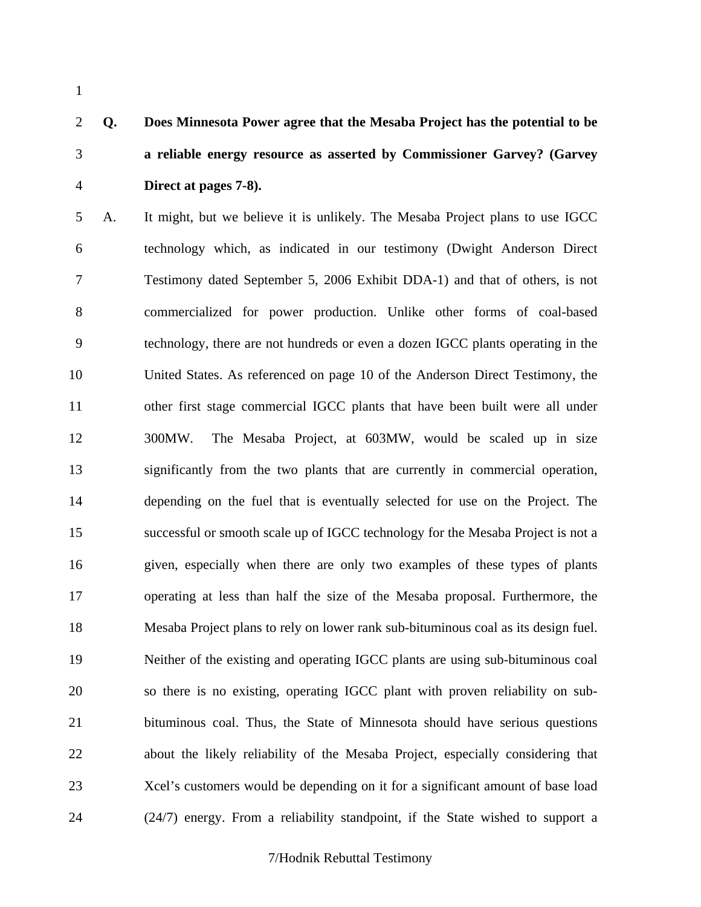**Q. Does Minnesota Power agree that the Mesaba Project has the potential to be a reliable energy resource as asserted by Commissioner Garvey? (Garvey Direct at pages 7-8).**

A. It might, but we believe it is unlikely. The Mesaba Project plans to use IGCC technology which, as indicated in our testimony (Dwight Anderson Direct Testimony dated September 5, 2006 Exhibit DDA-1) and that of others, is not commercialized for power production. Unlike other forms of coal-based technology, there are not hundreds or even a dozen IGCC plants operating in the United States. As referenced on page 10 of the Anderson Direct Testimony, the other first stage commercial IGCC plants that have been built were all under 300MW. The Mesaba Project, at 603MW, would be scaled up in size significantly from the two plants that are currently in commercial operation, depending on the fuel that is eventually selected for use on the Project. The successful or smooth scale up of IGCC technology for the Mesaba Project is not a given, especially when there are only two examples of these types of plants operating at less than half the size of the Mesaba proposal. Furthermore, the Mesaba Project plans to rely on lower rank sub-bituminous coal as its design fuel. Neither of the existing and operating IGCC plants are using sub-bituminous coal so there is no existing, operating IGCC plant with proven reliability on sub-bituminous coal. Thus, the State of Minnesota should have serious questions about the likely reliability of the Mesaba Project, especially considering that Xcel's customers would be depending on it for a significant amount of base load (24/7) energy. From a reliability standpoint, if the State wished to support a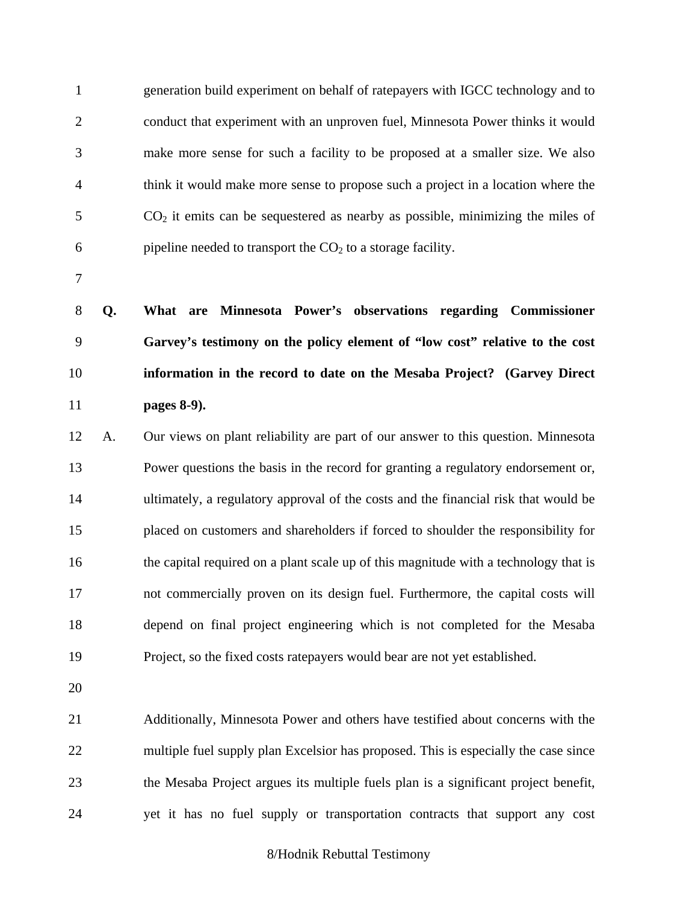generation build experiment on behalf of ratepayers with IGCC technology and to conduct that experiment with an unproven fuel, Minnesota Power thinks it would make more sense for such a facility to be proposed at a smaller size. We also think it would make more sense to propose such a project in a location where the $CO_2$ it emits can be sequestered as nearby as possible, minimizing the miles of pipeline needed to transport the $CO_2$ to a storage facility.

**Q. What are Minnesota Power's observations regarding Commissioner Garvey's testimony on the policy element of "low cost" relative to the cost information in the record to date on the Mesaba Project? (Garvey Direct pages 8-9).**

A. Our views on plant reliability are part of our answer to this question. Minnesota Power questions the basis in the record for granting a regulatory endorsement or, ultimately, a regulatory approval of the costs and the financial risk that would be placed on customers and shareholders if forced to shoulder the responsibility for the capital required on a plant scale up of this magnitude with a technology that is not commercially proven on its design fuel. Furthermore, the capital costs will depend on final project engineering which is not completed for the Mesaba Project, so the fixed costs ratepayers would bear are not yet established.

Additionally, Minnesota Power and others have testified about concerns with the multiple fuel supply plan Excelsior has proposed. This is especially the case since the Mesaba Project argues its multiple fuels plan is a significant project benefit, yet it has no fuel supply or transportation contracts that support any cost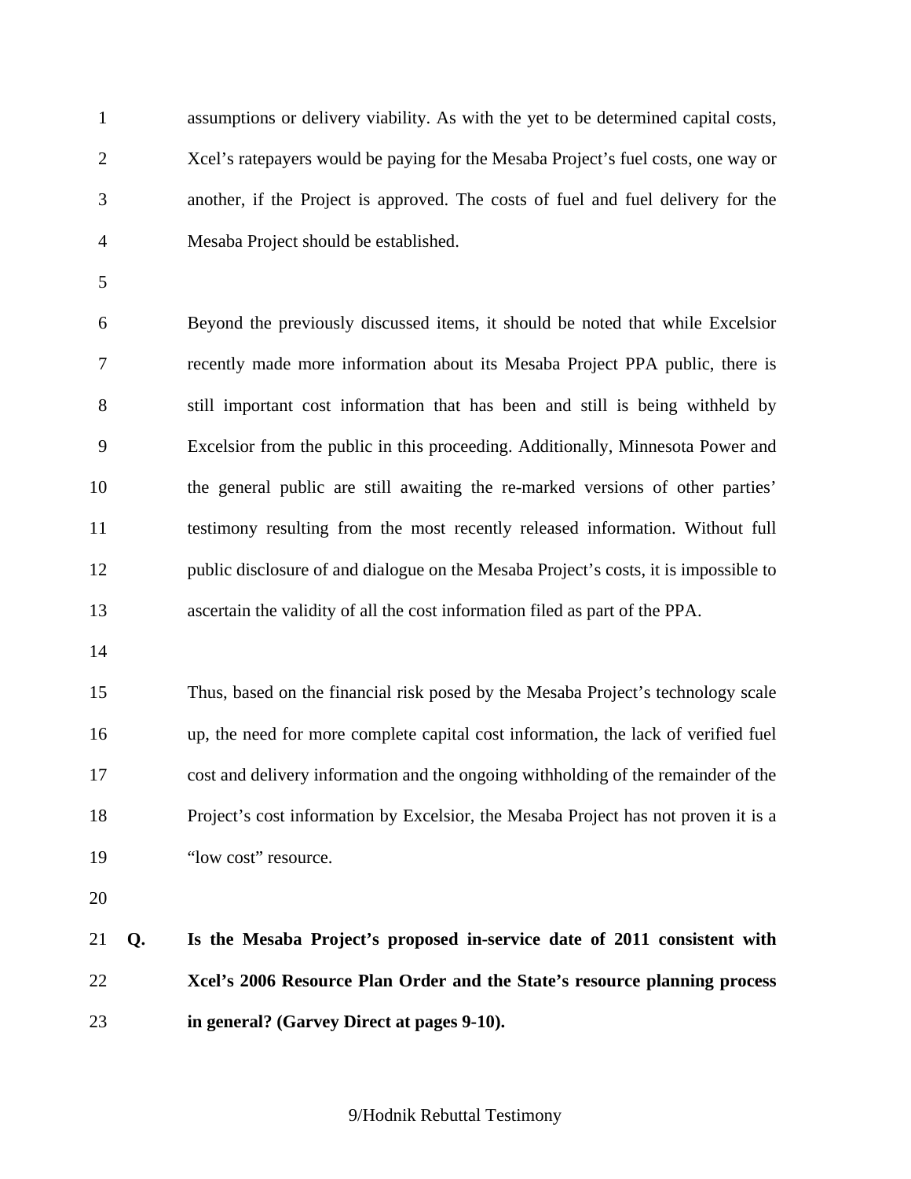assumptions or delivery viability. As with the yet to be determined capital costs, Xcel's ratepayers would be paying for the Mesaba Project's fuel costs, one way or another, if the Project is approved. The costs of fuel and fuel delivery for the Mesaba Project should be established.

Beyond the previously discussed items, it should be noted that while Excelsior recently made more information about its Mesaba Project PPA public, there is still important cost information that has been and still is being withheld by Excelsior from the public in this proceeding. Additionally, Minnesota Power and the general public are still awaiting the re-marked versions of other parties' testimony resulting from the most recently released information. Without full public disclosure of and dialogue on the Mesaba Project's costs, it is impossible to ascertain the validity of all the cost information filed as part of the PPA.

Thus, based on the financial risk posed by the Mesaba Project's technology scale up, the need for more complete capital cost information, the lack of verified fuel cost and delivery information and the ongoing withholding of the remainder of the Project's cost information by Excelsior, the Mesaba Project has not proven it is a "low cost" resource.

**Q. Is the Mesaba Project's proposed in-service date of 2011 consistent with Xcel's 2006 Resource Plan Order and the State's resource planning process in general? (Garvey Direct at pages 9-10).**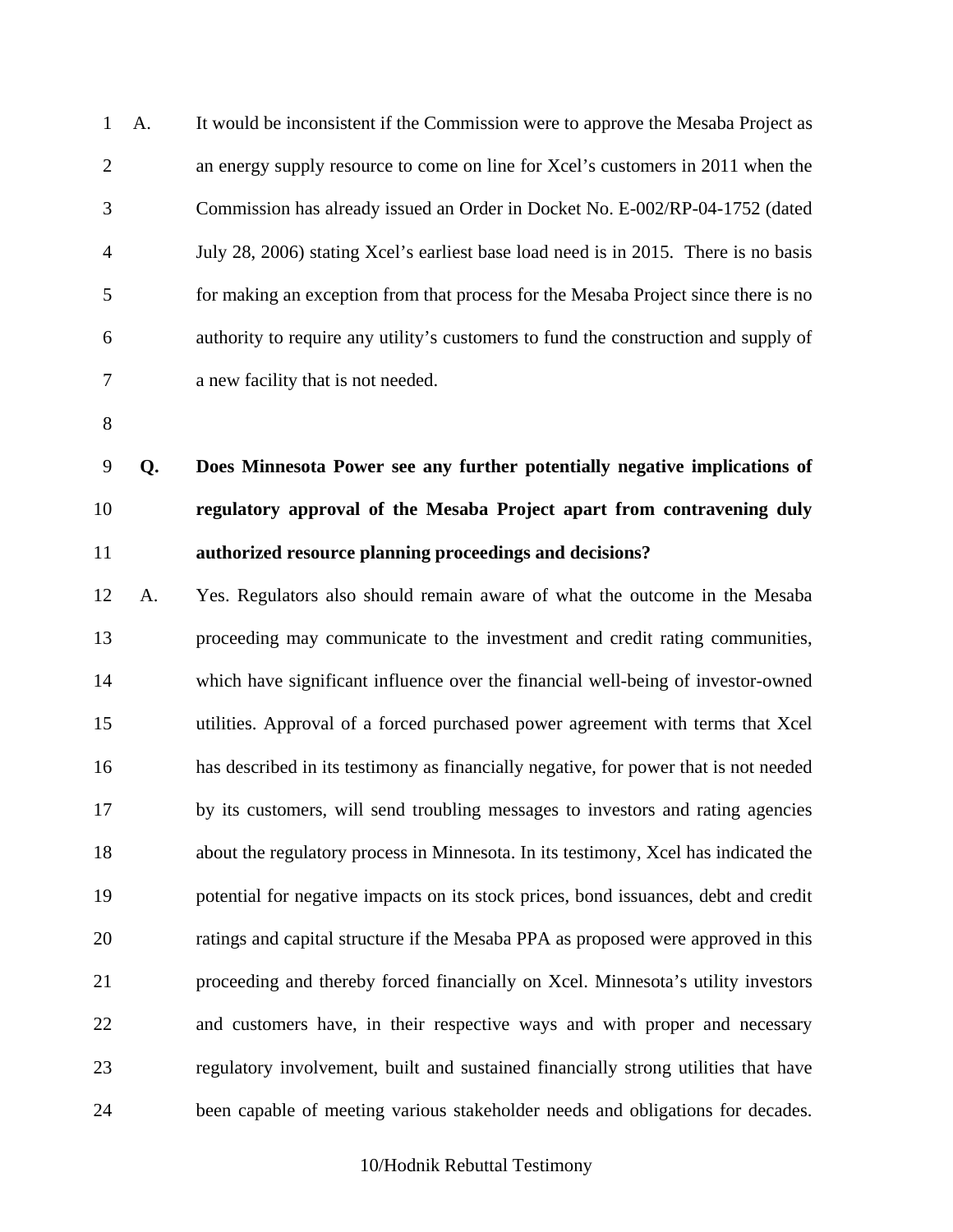A. It would be inconsistent if the Commission were to approve the Mesaba Project as an energy supply resource to come on line for Xcel's customers in 2011 when the Commission has already issued an Order in Docket No. E-002/RP-04-1752 (dated July 28, 2006) stating Xcel's earliest base load need is in 2015. There is no basis for making an exception from that process for the Mesaba Project since there is no authority to require any utility's customers to fund the construction and supply of a new facility that is not needed.

**Q. Does Minnesota Power see any further potentially negative implications of regulatory approval of the Mesaba Project apart from contravening duly authorized resource planning proceedings and decisions?**

A. Yes. Regulators also should remain aware of what the outcome in the Mesaba proceeding may communicate to the investment and credit rating communities, which have significant influence over the financial well-being of investor-owned utilities. Approval of a forced purchased power agreement with terms that Xcel has described in its testimony as financially negative, for power that is not needed by its customers, will send troubling messages to investors and rating agencies about the regulatory process in Minnesota. In its testimony, Xcel has indicated the potential for negative impacts on its stock prices, bond issuances, debt and credit ratings and capital structure if the Mesaba PPA as proposed were approved in this proceeding and thereby forced financially on Xcel. Minnesota's utility investors and customers have, in their respective ways and with proper and necessary regulatory involvement, built and sustained financially strong utilities that have been capable of meeting various stakeholder needs and obligations for decades.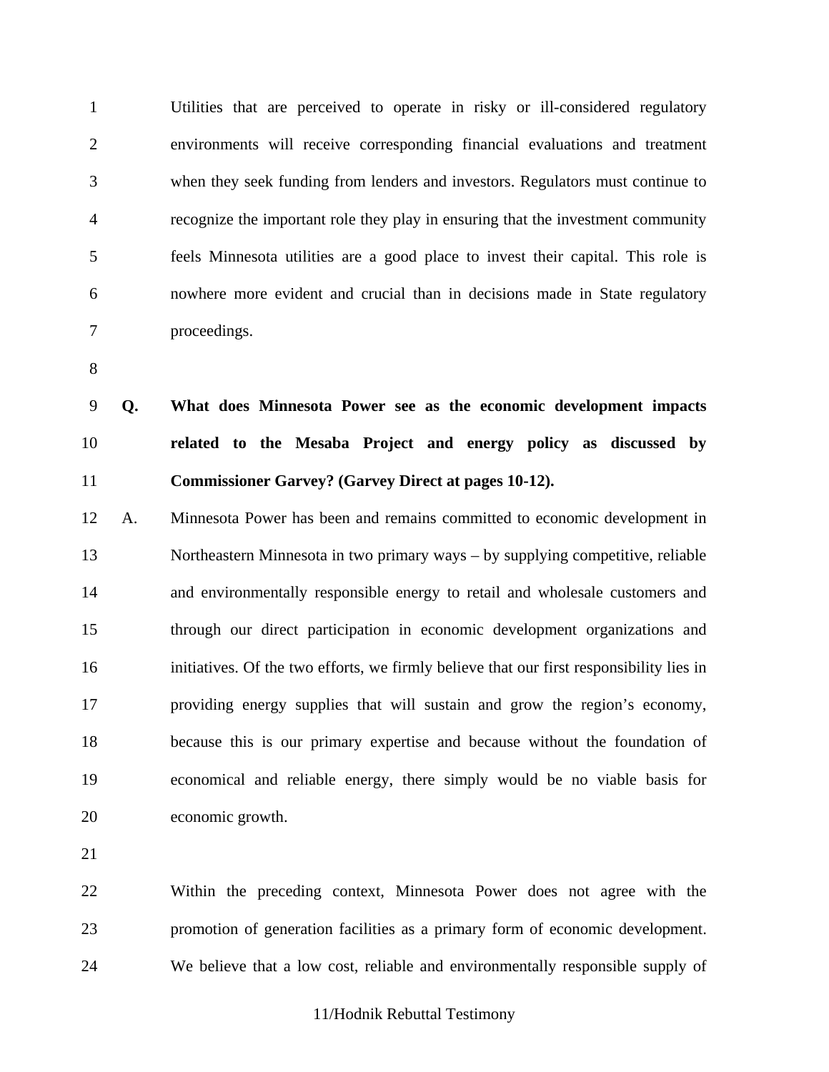Utilities that are perceived to operate in risky or ill-considered regulatory environments will receive corresponding financial evaluations and treatment when they seek funding from lenders and investors. Regulators must continue to recognize the important role they play in ensuring that the investment community feels Minnesota utilities are a good place to invest their capital. This role is nowhere more evident and crucial than in decisions made in State regulatory proceedings.

**Q. What does Minnesota Power see as the economic development impacts related to the Mesaba Project and energy policy as discussed by Commissioner Garvey? (Garvey Direct at pages 10-12).**

A. Minnesota Power has been and remains committed to economic development in Northeastern Minnesota in two primary ways – by supplying competitive, reliable and environmentally responsible energy to retail and wholesale customers and through our direct participation in economic development organizations and initiatives. Of the two efforts, we firmly believe that our first responsibility lies in providing energy supplies that will sustain and grow the region's economy, because this is our primary expertise and because without the foundation of economical and reliable energy, there simply would be no viable basis for economic growth.

Within the preceding context, Minnesota Power does not agree with the promotion of generation facilities as a primary form of economic development. We believe that a low cost, reliable and environmentally responsible supply of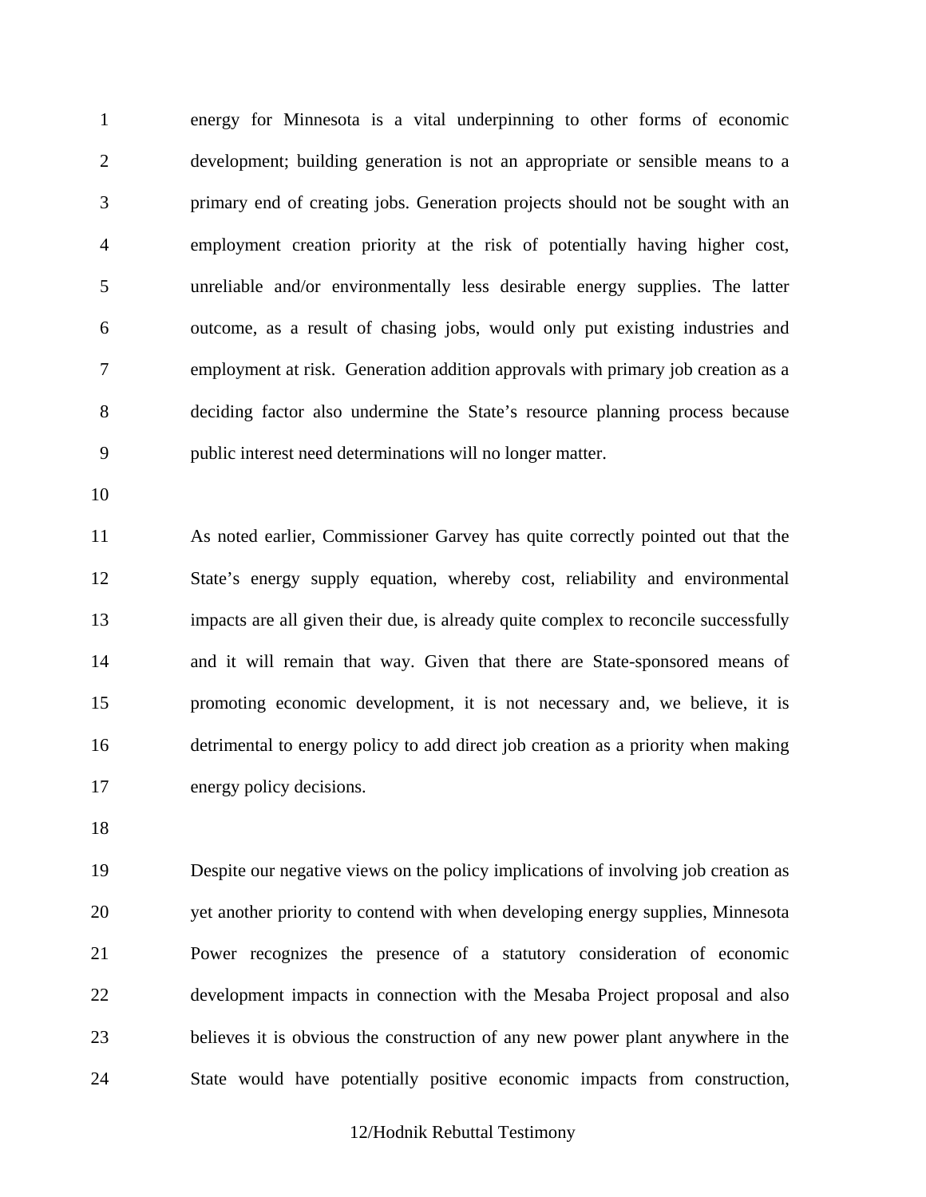energy for Minnesota is a vital underpinning to other forms of economic development; building generation is not an appropriate or sensible means to a primary end of creating jobs. Generation projects should not be sought with an employment creation priority at the risk of potentially having higher cost, unreliable and/or environmentally less desirable energy supplies. The latter outcome, as a result of chasing jobs, would only put existing industries and employment at risk. Generation addition approvals with primary job creation as a deciding factor also undermine the State's resource planning process because public interest need determinations will no longer matter.

As noted earlier, Commissioner Garvey has quite correctly pointed out that the State's energy supply equation, whereby cost, reliability and environmental impacts are all given their due, is already quite complex to reconcile successfully and it will remain that way. Given that there are State-sponsored means of promoting economic development, it is not necessary and, we believe, it is detrimental to energy policy to add direct job creation as a priority when making energy policy decisions.

Despite our negative views on the policy implications of involving job creation as yet another priority to contend with when developing energy supplies, Minnesota Power recognizes the presence of a statutory consideration of economic development impacts in connection with the Mesaba Project proposal and also believes it is obvious the construction of any new power plant anywhere in the State would have potentially positive economic impacts from construction,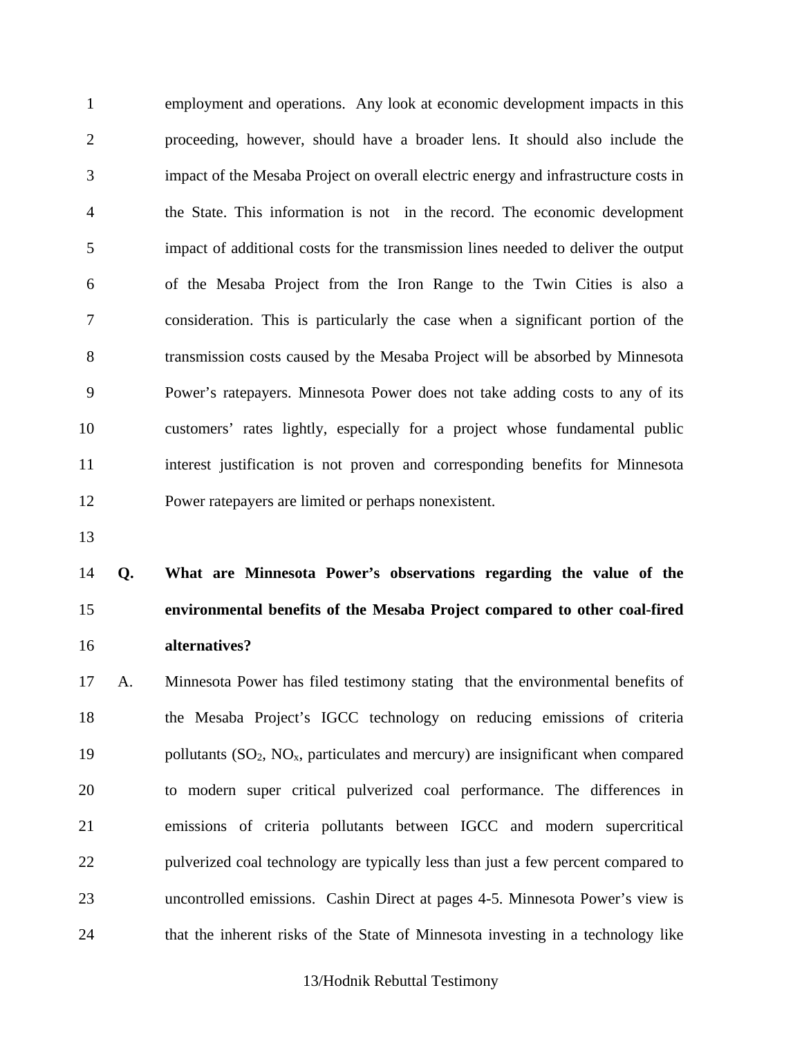employment and operations. Any look at economic development impacts in this proceeding, however, should have a broader lens. It should also include the impact of the Mesaba Project on overall electric energy and infrastructure costs in the State. This information is not in the record. The economic development impact of additional costs for the transmission lines needed to deliver the output of the Mesaba Project from the Iron Range to the Twin Cities is also a consideration. This is particularly the case when a significant portion of the transmission costs caused by the Mesaba Project will be absorbed by Minnesota Power's ratepayers. Minnesota Power does not take adding costs to any of its customers' rates lightly, especially for a project whose fundamental public interest justification is not proven and corresponding benefits for Minnesota Power ratepayers are limited or perhaps nonexistent.

**Q. What are Minnesota Power's observations regarding the value of the environmental benefits of the Mesaba Project compared to other coal-fired alternatives?**

A. Minnesota Power has filed testimony stating that the environmental benefits of the Mesaba Project's IGCC technology on reducing emissions of criteria pollutants ($SO_2$, $NO_x$, particulates and mercury) are insignificant when compared to modern super critical pulverized coal performance. The differences in emissions of criteria pollutants between IGCC and modern supercritical pulverized coal technology are typically less than just a few percent compared to uncontrolled emissions. Cashin Direct at pages 4-5. Minnesota Power's view is that the inherent risks of the State of Minnesota investing in a technology like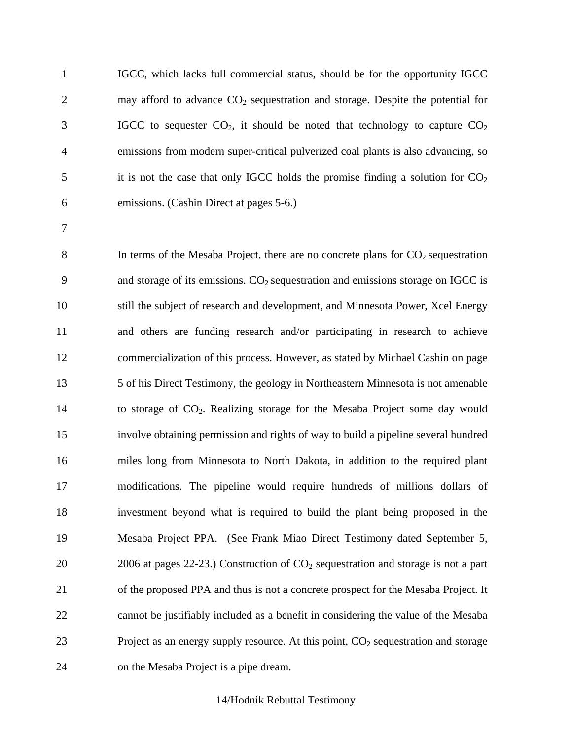IGCC, which lacks full commercial status, should be for the opportunity IGCC may afford to advance $CO_2$ sequestration and storage. Despite the potential for IGCC to sequester $CO_2$, it should be noted that technology to capture $CO_2$ emissions from modern super-critical pulverized coal plants is also advancing, so it is not the case that only IGCC holds the promise finding a solution for $CO_2$ emissions. (Cashin Direct at pages 5-6.)

In terms of the Mesaba Project, there are no concrete plans for $CO_2$ sequestration and storage of its emissions. $CO_2$ sequestration and emissions storage on IGCC is still the subject of research and development, and Minnesota Power, Xcel Energy and others are funding research and/or participating in research to achieve commercialization of this process. However, as stated by Michael Cashin on page 5 of his Direct Testimony, the geology in Northeastern Minnesota is not amenable to storage of $CO_2$. Realizing storage for the Mesaba Project some day would involve obtaining permission and rights of way to build a pipeline several hundred miles long from Minnesota to North Dakota, in addition to the required plant modifications. The pipeline would require hundreds of millions dollars of investment beyond what is required to build the plant being proposed in the Mesaba Project PPA. (See Frank Miao Direct Testimony dated September 5, 2006 at pages 22-23.) Construction of $CO_2$ sequestration and storage is not a part of the proposed PPA and thus is not a concrete prospect for the Mesaba Project. It cannot be justifiably included as a benefit in considering the value of the Mesaba Project as an energy supply resource. At this point, $CO_2$ sequestration and storage on the Mesaba Project is a pipe dream.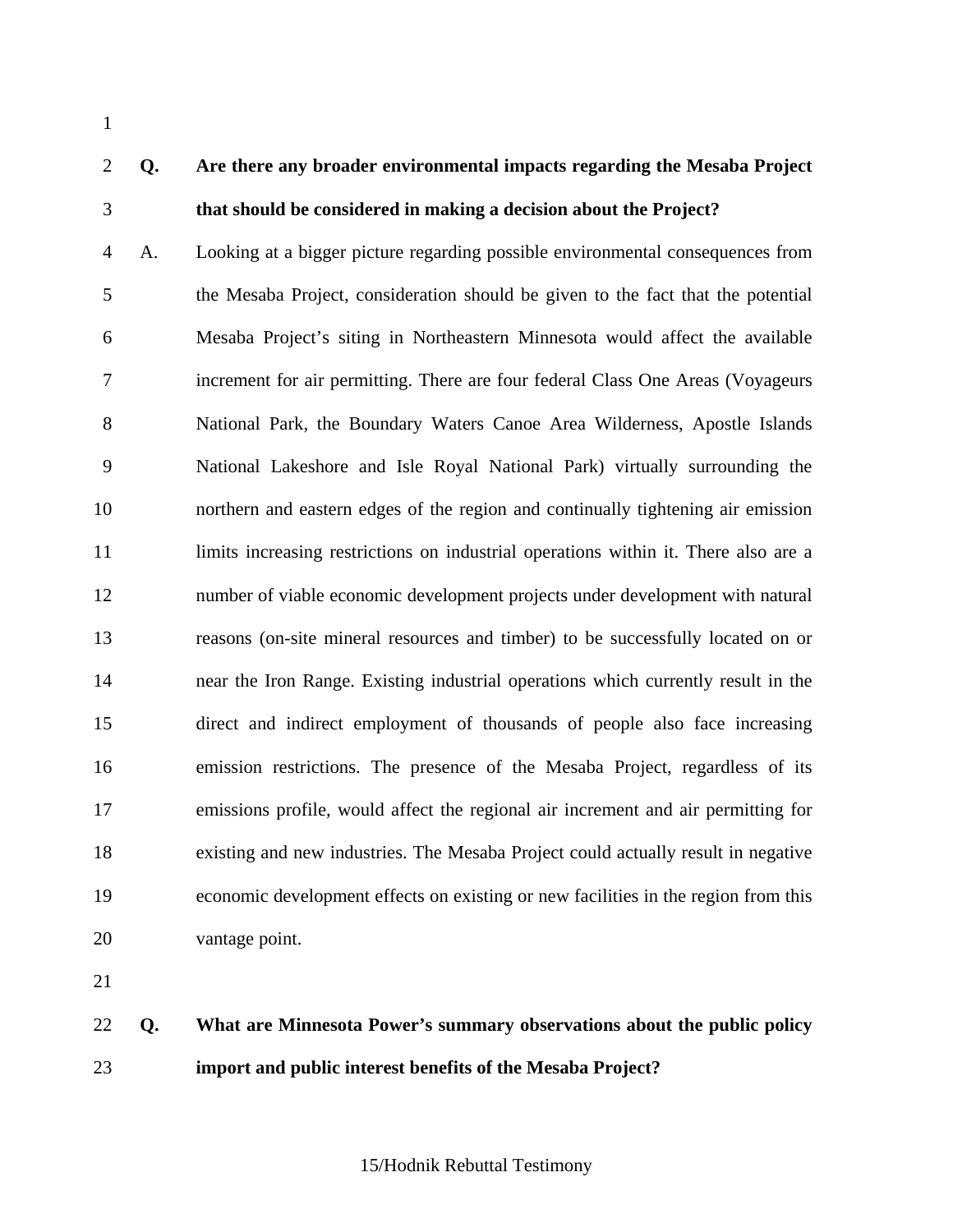**Q. Are there any broader environmental impacts regarding the Mesaba Project that should be considered in making a decision about the Project?**

A. Looking at a bigger picture regarding possible environmental consequences from the Mesaba Project, consideration should be given to the fact that the potential Mesaba Project's siting in Northeastern Minnesota would affect the available increment for air permitting. There are four federal Class One Areas (Voyageurs National Park, the Boundary Waters Canoe Area Wilderness, Apostle Islands National Lakeshore and Isle Royal National Park) virtually surrounding the northern and eastern edges of the region and continually tightening air emission limits increasing restrictions on industrial operations within it. There also are a number of viable economic development projects under development with natural reasons (on-site mineral resources and timber) to be successfully located on or near the Iron Range. Existing industrial operations which currently result in the direct and indirect employment of thousands of people also face increasing emission restrictions. The presence of the Mesaba Project, regardless of its emissions profile, would affect the regional air increment and air permitting for existing and new industries. The Mesaba Project could actually result in negative economic development effects on existing or new facilities in the region from this vantage point.

**Q. What are Minnesota Power's summary observations about the public policy import and public interest benefits of the Mesaba Project?**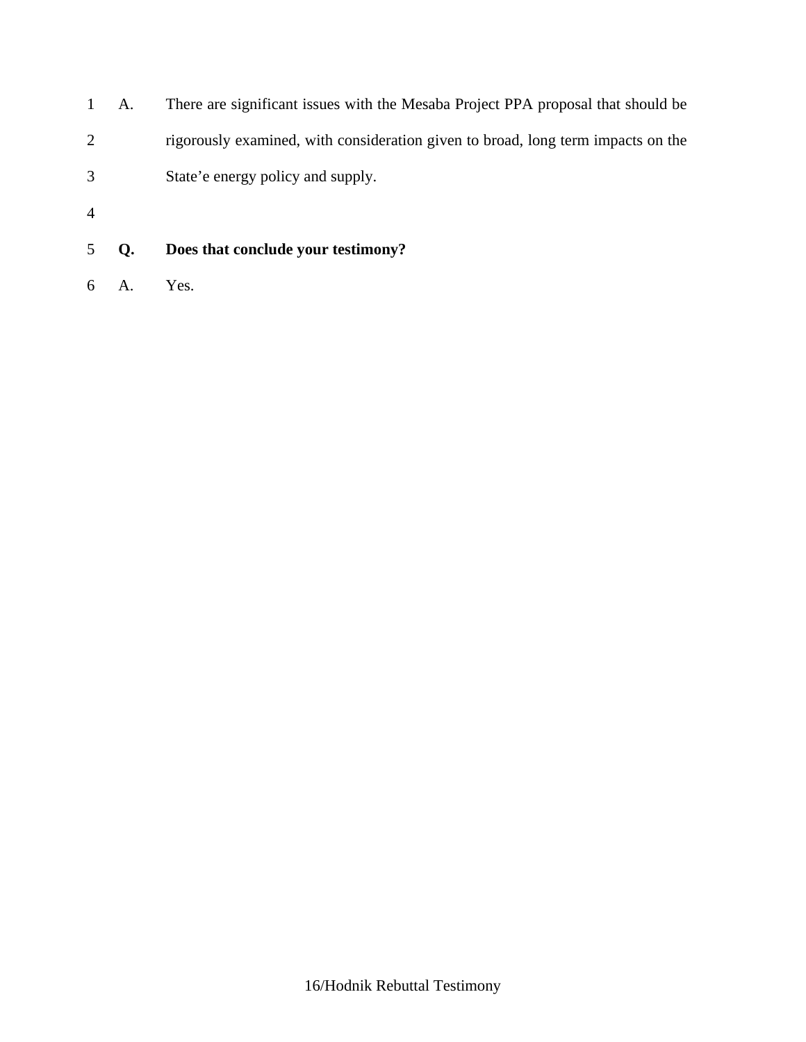A. There are significant issues with the Mesaba Project PPA proposal that should be rigorously examined, with consideration given to broad, long term impacts on the State'e energy policy and supply.

**Q. Does that conclude your testimony?**

A. Yes.